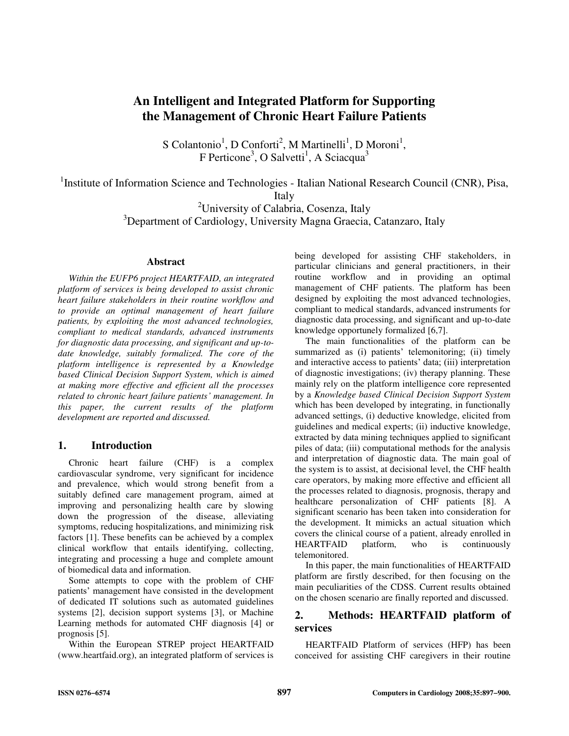// An Intelligent and Integrated Platform for Supporting the Management of Chronic Heart Failure Patients

S Colantonio[1], D Conforti[2], M Martinelli[1], D Moroni[1], F Perticone[3], O Salvetti[1], A Sciacqua[3]

[1]Institute of Information Science and Technologies - Italian National Research Council (CNR), Pisa, Italy
[2]University of Calabria, Cosenza, Italy
[3]Department of Cardiology, University Magna Graecia, Catanzaro, Italy

## Abstract

*Within the EUFP6 project HEARTFAID, an integrated platform of services is being developed to assist chronic heart failure stakeholders in their routine workflow and to provide an optimal management of heart failure patients, by exploiting the most advanced technologies, compliant to medical standards, advanced instruments for diagnostic data processing, and significant and up-to-date knowledge, suitably formalized. The core of the platform intelligence is represented by a Knowledge based Clinical Decision Support System, which is aimed at making more effective and efficient all the processes related to chronic heart failure patients' management. In this paper, the current results of the platform development are reported and discussed.*

## 1. Introduction

Chronic heart failure (CHF) is a complex cardiovascular syndrome, very significant for incidence and prevalence, which would strong benefit from a suitably defined care management program, aimed at improving and personalizing health care by slowing down the progression of the disease, alleviating symptoms, reducing hospitalizations, and minimizing risk factors [1]. These benefits can be achieved by a complex clinical workflow that entails identifying, collecting, integrating and processing a huge and complete amount of biomedical data and information.

Some attempts to cope with the problem of CHF patients' management have consisted in the development of dedicated IT solutions such as automated guidelines systems [2], decision support systems [3], or Machine Learning methods for automated CHF diagnosis [4] or prognosis [5].

Within the European STREP project HEARTFAID (www.heartfaid.org), an integrated platform of services is being developed for assisting CHF stakeholders, in particular clinicians and general practitioners, in their routine workflow and in providing an optimal management of CHF patients. The platform has been designed by exploiting the most advanced technologies, compliant to medical standards, advanced instruments for diagnostic data processing, and significant and up-to-date knowledge opportunely formalized [6,7].

The main functionalities of the platform can be summarized as (i) patients' telemonitoring; (ii) timely and interactive access to patients' data; (iii) interpretation of diagnostic investigations; (iv) therapy planning. These mainly rely on the platform intelligence core represented by a *Knowledge based Clinical Decision Support System* which has been developed by integrating, in functionally advanced settings, (i) deductive knowledge, elicited from guidelines and medical experts; (ii) inductive knowledge, extracted by data mining techniques applied to significant piles of data; (iii) computational methods for the analysis and interpretation of diagnostic data. The main goal of the system is to assist, at decisional level, the CHF health care operators, by making more effective and efficient all the processes related to diagnosis, prognosis, therapy and healthcare personalization of CHF patients [8]. A significant scenario has been taken into consideration for the development. It mimicks an actual situation which covers the clinical course of a patient, already enrolled in HEARTFAID platform, who is continuously telemonitored.

In this paper, the main functionalities of HEARTFAID platform are firstly described, for then focusing on the main peculiarities of the CDSS. Current results obtained on the chosen scenario are finally reported and discussed.

## 2. Methods: HEARTFAID platform of services

HEARTFAID Platform of services (HFP) has been conceived for assisting CHF caregivers in their routine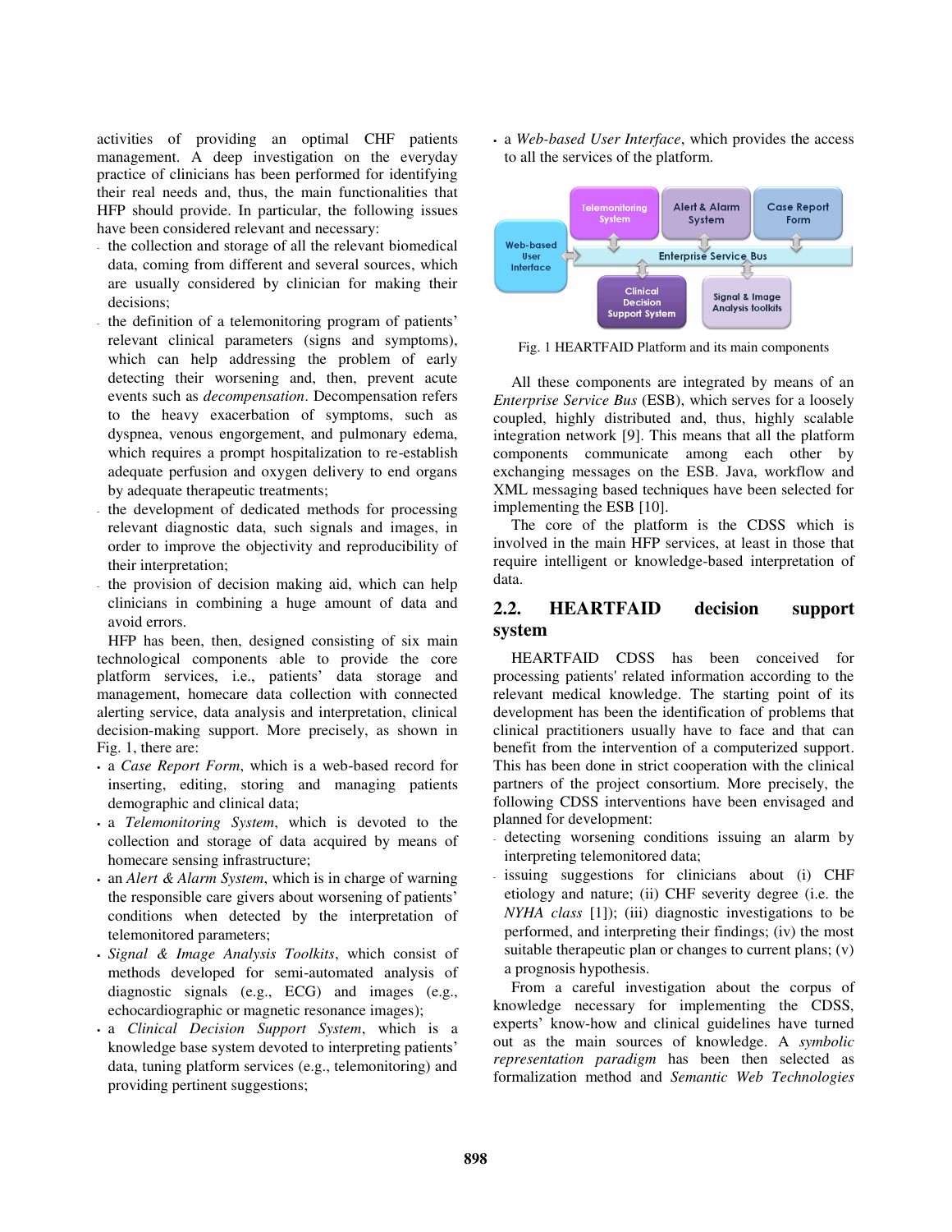activities of providing an optimal CHF patients management. A deep investigation on the everyday practice of clinicians has been performed for identifying their real needs and, thus, the main functionalities that HFP should provide. In particular, the following issues have been considered relevant and necessary:

- the collection and storage of all the relevant biomedical data, coming from different and several sources, which are usually considered by clinician for making their decisions;
- the definition of a telemonitoring program of patients' relevant clinical parameters (signs and symptoms), which can help addressing the problem of early detecting their worsening and, then, prevent acute events such as *decompensation*. Decompensation refers to the heavy exacerbation of symptoms, such as dyspnea, venous engorgement, and pulmonary edema, which requires a prompt hospitalization to re-establish adequate perfusion and oxygen delivery to end organs by adequate therapeutic treatments;
- the development of dedicated methods for processing relevant diagnostic data, such signals and images, in order to improve the objectivity and reproducibility of their interpretation;
- the provision of decision making aid, which can help clinicians in combining a huge amount of data and avoid errors.

HFP has been, then, designed consisting of six main technological components able to provide the core platform services, i.e., patients' data storage and management, homecare data collection with connected alerting service, data analysis and interpretation, clinical decision-making support. More precisely, as shown in Fig. 1, there are:

- a *Case Report Form*, which is a web-based record for inserting, editing, storing and managing patients demographic and clinical data;
- a *Telemonitoring System*, which is devoted to the collection and storage of data acquired by means of homecare sensing infrastructure;
- an *Alert & Alarm System*, which is in charge of warning the responsible care givers about worsening of patients' conditions when detected by the interpretation of telemonitored parameters;
- *Signal & Image Analysis Toolkits*, which consist of methods developed for semi-automated analysis of diagnostic signals (e.g., ECG) and images (e.g., echocardiographic or magnetic resonance images);
- a *Clinical Decision Support System*, which is a knowledge base system devoted to interpreting patients' data, tuning platform services (e.g., telemonitoring) and providing pertinent suggestions;
- a *Web-based User Interface*, which provides the access to all the services of the platform.

Telemonitoring System
Alert & Alarm System
Case Report Form
Web-based User Interface
Enterprise Service Bus
Clinical Decision Support System
Signal & Image Analysis toolkits

Fig. 1 HEARTFAID Platform and its main components

All these components are integrated by means of an *Enterprise Service Bus* (ESB), which serves for a loosely coupled, highly distributed and, thus, highly scalable integration network [9]. This means that all the platform components communicate among each other by exchanging messages on the ESB. Java, workflow and XML messaging based techniques have been selected for implementing the ESB [10].

The core of the platform is the CDSS which is involved in the main HFP services, at least in those that require intelligent or knowledge-based interpretation of data.

## 2.2. HEARTFAID decision support system

HEARTFAID CDSS has been conceived for processing patients' related information according to the relevant medical knowledge. The starting point of its development has been the identification of problems that clinical practitioners usually have to face and that can benefit from the intervention of a computerized support. This has been done in strict cooperation with the clinical partners of the project consortium. More precisely, the following CDSS interventions have been envisaged and planned for development:

- detecting worsening conditions issuing an alarm by interpreting telemonitored data;
- issuing suggestions for clinicians about (i) CHF etiology and nature; (ii) CHF severity degree (i.e. the *NYHA class* [1]); (iii) diagnostic investigations to be performed, and interpreting their findings; (iv) the most suitable therapeutic plan or changes to current plans; (v) a prognosis hypothesis.

From a careful investigation about the corpus of knowledge necessary for implementing the CDSS, experts' know-how and clinical guidelines have turned out as the main sources of knowledge. A *symbolic representation paradigm* has been then selected as formalization method and *Semantic Web Technologies*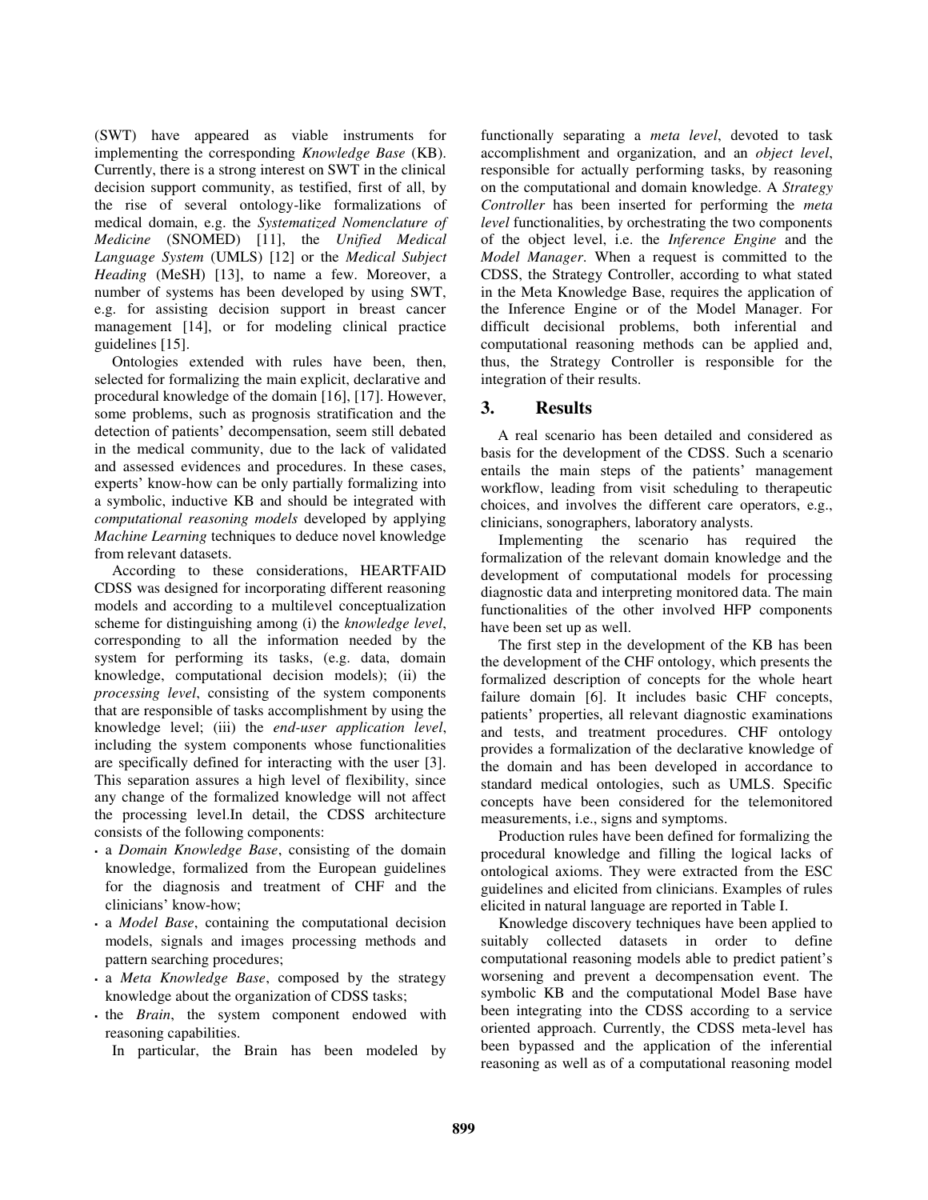(SWT) have appeared as viable instruments for implementing the corresponding *Knowledge Base* (KB). Currently, there is a strong interest on SWT in the clinical decision support community, as testified, first of all, by the rise of several ontology-like formalizations of medical domain, e.g. the *Systematized Nomenclature of Medicine* (SNOMED) [11], the *Unified Medical Language System* (UMLS) [12] or the *Medical Subject Heading* (MeSH) [13], to name a few. Moreover, a number of systems has been developed by using SWT, e.g. for assisting decision support in breast cancer management [14], or for modeling clinical practice guidelines [15].

Ontologies extended with rules have been, then, selected for formalizing the main explicit, declarative and procedural knowledge of the domain [16], [17]. However, some problems, such as prognosis stratification and the detection of patients' decompensation, seem still debated in the medical community, due to the lack of validated and assessed evidences and procedures. In these cases, experts' know-how can be only partially formalizing into a symbolic, inductive KB and should be integrated with *computational reasoning models* developed by applying *Machine Learning* techniques to deduce novel knowledge from relevant datasets.

According to these considerations, HEARTFAID CDSS was designed for incorporating different reasoning models and according to a multilevel conceptualization scheme for distinguishing among (i) the *knowledge level*, corresponding to all the information needed by the system for performing its tasks, (e.g. data, domain knowledge, computational decision models); (ii) the *processing level*, consisting of the system components that are responsible of tasks accomplishment by using the knowledge level; (iii) the *end-user application level*, including the system components whose functionalities are specifically defined for interacting with the user [3]. This separation assures a high level of flexibility, since any change of the formalized knowledge will not affect the processing level.In detail, the CDSS architecture consists of the following components:

- a *Domain Knowledge Base*, consisting of the domain knowledge, formalized from the European guidelines for the diagnosis and treatment of CHF and the clinicians' know-how;
- a *Model Base*, containing the computational decision models, signals and images processing methods and pattern searching procedures;
- a *Meta Knowledge Base*, composed by the strategy knowledge about the organization of CDSS tasks;
- the *Brain*, the system component endowed with reasoning capabilities.

In particular, the Brain has been modeled by functionally separating a *meta level*, devoted to task accomplishment and organization, and an *object level*, responsible for actually performing tasks, by reasoning on the computational and domain knowledge. A *Strategy Controller* has been inserted for performing the *meta level* functionalities, by orchestrating the two components of the object level, i.e. the *Inference Engine* and the *Model Manager*. When a request is committed to the CDSS, the Strategy Controller, according to what stated in the Meta Knowledge Base, requires the application of the Inference Engine or of the Model Manager. For difficult decisional problems, both inferential and computational reasoning methods can be applied and, thus, the Strategy Controller is responsible for the integration of their results.

## 3. Results

A real scenario has been detailed and considered as basis for the development of the CDSS. Such a scenario entails the main steps of the patients' management workflow, leading from visit scheduling to therapeutic choices, and involves the different care operators, e.g., clinicians, sonographers, laboratory analysts.

Implementing the scenario has required the formalization of the relevant domain knowledge and the development of computational models for processing diagnostic data and interpreting monitored data. The main functionalities of the other involved HFP components have been set up as well.

The first step in the development of the KB has been the development of the CHF ontology, which presents the formalized description of concepts for the whole heart failure domain [6]. It includes basic CHF concepts, patients' properties, all relevant diagnostic examinations and tests, and treatment procedures. CHF ontology provides a formalization of the declarative knowledge of the domain and has been developed in accordance to standard medical ontologies, such as UMLS. Specific concepts have been considered for the telemonitored measurements, i.e., signs and symptoms.

Production rules have been defined for formalizing the procedural knowledge and filling the logical lacks of ontological axioms. They were extracted from the ESC guidelines and elicited from clinicians. Examples of rules elicited in natural language are reported in Table I.

Knowledge discovery techniques have been applied to suitably collected datasets in order to define computational reasoning models able to predict patient's worsening and prevent a decompensation event. The symbolic KB and the computational Model Base have been integrating into the CDSS according to a service oriented approach. Currently, the CDSS meta-level has been bypassed and the application of the inferential reasoning as well as of a computational reasoning model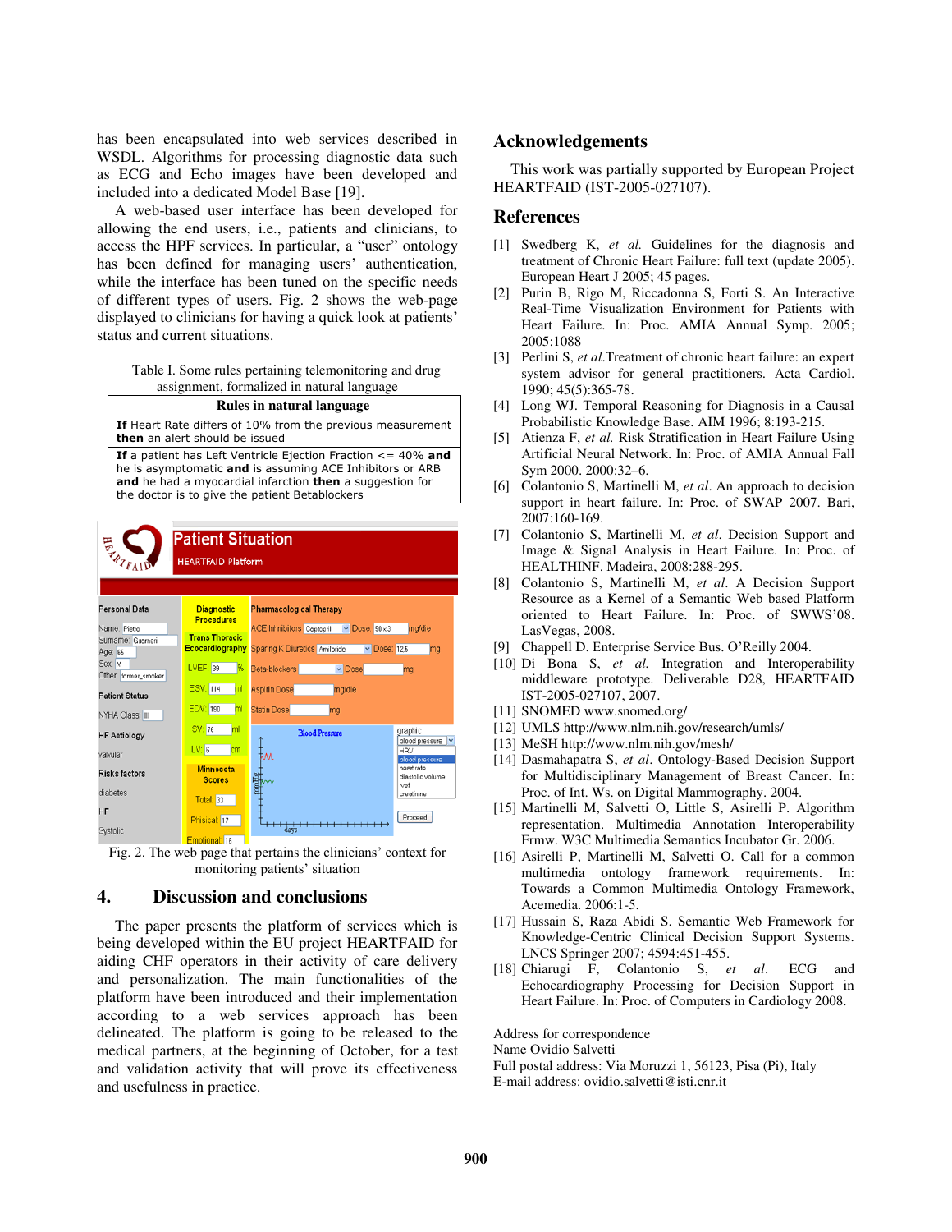has been encapsulated into web services described in WSDL. Algorithms for processing diagnostic data such as ECG and Echo images have been developed and included into a dedicated Model Base [19].

A web-based user interface has been developed for allowing the end users, i.e., patients and clinicians, to access the HPF services. In particular, a "user" ontology has been defined for managing users' authentication, while the interface has been tuned on the specific needs of different types of users. Fig. 2 shows the web-page displayed to clinicians for having a quick look at patients' status and current situations.

Table I. Some rules pertaining telemonitoring and drug assignment, formalized in natural language

| Rules in natural language |
|---|
| **If** Heart Rate differs of 10% from the previous measurement **then** an alert should be issued |
| **If** a patient has Left Ventricle Ejection Fraction <= 40% **and** he is asymptomatic **and** is assuming ACE Inhibitors or ARB **and** he had a myocardial infarction **then** a suggestion for the doctor is to give the patient Betablockers |

Fig. 2. The web page that pertains the clinicians' context for monitoring patients' situation

## 4. Discussion and conclusions

The paper presents the platform of services which is being developed within the EU project HEARTFAID for aiding CHF operators in their activity of care delivery and personalization. The main functionalities of the platform have been introduced and their implementation according to a web services approach has been delineated. The platform is going to be released to the medical partners, at the beginning of October, for a test and validation activity that will prove its effectiveness and usefulness in practice.

## Acknowledgements

This work was partially supported by European Project HEARTFAID (IST-2005-027107).

## References

[1] Swedberg K, *et al.* Guidelines for the diagnosis and treatment of Chronic Heart Failure: full text (update 2005). European Heart J 2005; 45 pages.

[2] Purin B, Rigo M, Riccadonna S, Forti S. An Interactive Real-Time Visualization Environment for Patients with Heart Failure. In: Proc. AMIA Annual Symp. 2005; 2005:1088

[3] Perlini S, *et al.*Treatment of chronic heart failure: an expert system advisor for general practitioners. Acta Cardiol. 1990; 45(5):365-78.

[4] Long WJ. Temporal Reasoning for Diagnosis in a Causal Probabilistic Knowledge Base. AIM 1996; 8:193-215.

[5] Atienza F, *et al.* Risk Stratification in Heart Failure Using Artificial Neural Network. In: Proc. of AMIA Annual Fall Sym 2000. 2000:32–6.

[6] Colantonio S, Martinelli M, *et al*. An approach to decision support in heart failure. In: Proc. of SWAP 2007. Bari, 2007:160-169.

[7] Colantonio S, Martinelli M, *et al.* Decision Support and Image & Signal Analysis in Heart Failure. In: Proc. of HEALTHINF. Madeira, 2008:288-295.

[8] Colantonio S, Martinelli M, *et al.* A Decision Support Resource as a Kernel of a Semantic Web based Platform oriented to Heart Failure. In: Proc. of SWWS'08. LasVegas, 2008.

[9] Chappell D. Enterprise Service Bus. O'Reilly 2004.

[10] Di Bona S, *et al.* Integration and Interoperability middleware prototype. Deliverable D28, HEARTFAID IST-2005-027107, 2007.

[11] SNOMED www.snomed.org/

[12] UMLS http://www.nlm.nih.gov/research/umls/

[13] MeSH http://www.nlm.nih.gov/mesh/

[14] Dasmahapatra S, *et al*. Ontology-Based Decision Support for Multidisciplinary Management of Breast Cancer. In: Proc. of Int. Ws. on Digital Mammography. 2004.

[15] Martinelli M, Salvetti O, Little S, Asirelli P. Algorithm representation. Multimedia Annotation Interoperability Frmw. W3C Multimedia Semantics Incubator Gr. 2006.

[16] Asirelli P, Martinelli M, Salvetti O. Call for a common multimedia ontology framework requirements. In: Towards a Common Multimedia Ontology Framework, Acemedia. 2006:1-5.

[17] Hussain S, Raza Abidi S. Semantic Web Framework for Knowledge-Centric Clinical Decision Support Systems. LNCS Springer 2007; 4594:451-455.

[18] Chiarugi F, Colantonio S, *et al.* ECG and Echocardiography Processing for Decision Support in Heart Failure. In: Proc. of Computers in Cardiology 2008.

Address for correspondence
Name Ovidio Salvetti
Full postal address: Via Moruzzi 1, 56123, Pisa (Pi), Italy
E-mail address: ovidio.salvetti@isti.cnr.it